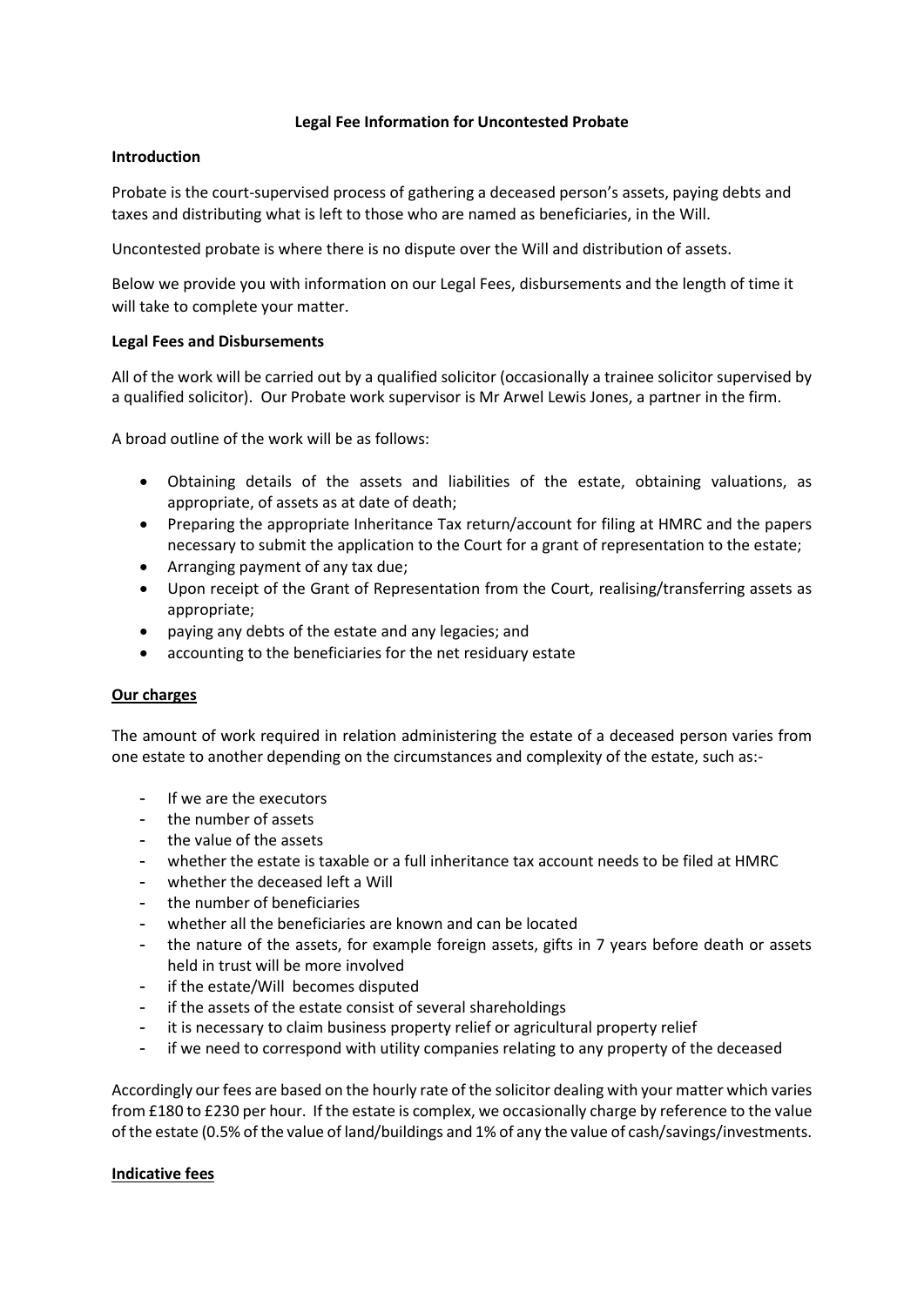# Legal Fee Information for Uncontested Probate

## Introduction

Probate is the court-supervised process of gathering a deceased person's assets, paying debts and taxes and distributing what is left to those who are named as beneficiaries, in the Will.

Uncontested probate is where there is no dispute over the Will and distribution of assets.

Below we provide you with information on our Legal Fees, disbursements and the length of time it will take to complete your matter.

## Legal Fees and Disbursements

All of the work will be carried out by a qualified solicitor (occasionally a trainee solicitor supervised by a qualified solicitor). Our Probate work supervisor is Mr Arwel Lewis Jones, a partner in the firm.

A broad outline of the work will be as follows:

- Obtaining details of the assets and liabilities of the estate, obtaining valuations, as appropriate, of assets as at date of death;
- Preparing the appropriate Inheritance Tax return/account for filing at HMRC and the papers necessary to submit the application to the Court for a grant of representation to the estate;
- Arranging payment of any tax due;
- Upon receipt of the Grant of Representation from the Court, realising/transferring assets as appropriate;
- paying any debts of the estate and any legacies; and
- accounting to the beneficiaries for the net residuary estate

## Our charges

The amount of work required in relation administering the estate of a deceased person varies from one estate to another depending on the circumstances and complexity of the estate, such as:-

- If we are the executors
- the number of assets
- the value of the assets
- whether the estate is taxable or a full inheritance tax account needs to be filed at HMRC
- whether the deceased left a Will
- the number of beneficiaries
- whether all the beneficiaries are known and can be located
- the nature of the assets, for example foreign assets, gifts in 7 years before death or assets held in trust will be more involved
- if the estate/Will becomes disputed
- if the assets of the estate consist of several shareholdings
- it is necessary to claim business property relief or agricultural property relief
- if we need to correspond with utility companies relating to any property of the deceased

Accordingly our fees are based on the hourly rate of the solicitor dealing with your matter which varies from £180 to £230 per hour. If the estate is complex, we occasionally charge by reference to the value of the estate (0.5% of the value of land/buildings and 1% of any the value of cash/savings/investments.

## Indicative fees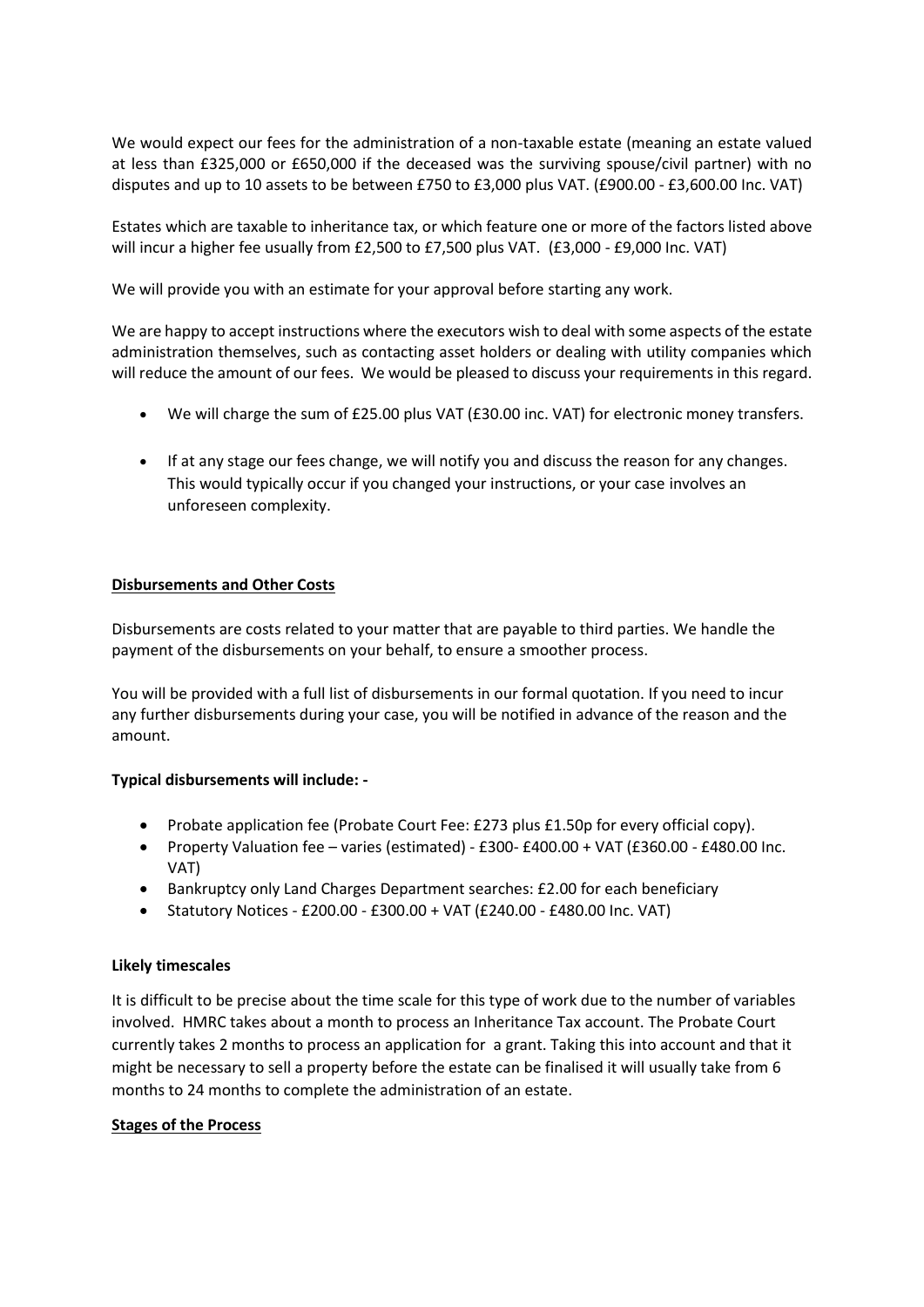We would expect our fees for the administration of a non-taxable estate (meaning an estate valued at less than £325,000 or £650,000 if the deceased was the surviving spouse/civil partner) with no disputes and up to 10 assets to be between £750 to £3,000 plus VAT. (£900.00 - £3,600.00 Inc. VAT)

Estates which are taxable to inheritance tax, or which feature one or more of the factors listed above will incur a higher fee usually from £2,500 to £7,500 plus VAT. (£3,000 - £9,000 Inc. VAT)

We will provide you with an estimate for your approval before starting any work.

We are happy to accept instructions where the executors wish to deal with some aspects of the estate administration themselves, such as contacting asset holders or dealing with utility companies which will reduce the amount of our fees. We would be pleased to discuss your requirements in this regard.

- We will charge the sum of £25.00 plus VAT (£30.00 inc. VAT) for electronic money transfers.
- If at any stage our fees change, we will notify you and discuss the reason for any changes. This would typically occur if you changed your instructions, or your case involves an unforeseen complexity.

**Disbursements and Other Costs**

Disbursements are costs related to your matter that are payable to third parties. We handle the payment of the disbursements on your behalf, to ensure a smoother process.

You will be provided with a full list of disbursements in our formal quotation. If you need to incur any further disbursements during your case, you will be notified in advance of the reason and the amount.

**Typical disbursements will include: -**

- Probate application fee (Probate Court Fee: £273 plus £1.50p for every official copy).
- Property Valuation fee – varies (estimated) - £300- £400.00 + VAT (£360.00 - £480.00 Inc. VAT)
- Bankruptcy only Land Charges Department searches: £2.00 for each beneficiary
- Statutory Notices - £200.00 - £300.00 + VAT (£240.00 - £480.00 Inc. VAT)

**Likely timescales**

It is difficult to be precise about the time scale for this type of work due to the number of variables involved. HMRC takes about a month to process an Inheritance Tax account. The Probate Court currently takes 2 months to process an application for a grant. Taking this into account and that it might be necessary to sell a property before the estate can be finalised it will usually take from 6 months to 24 months to complete the administration of an estate.

**Stages of the Process**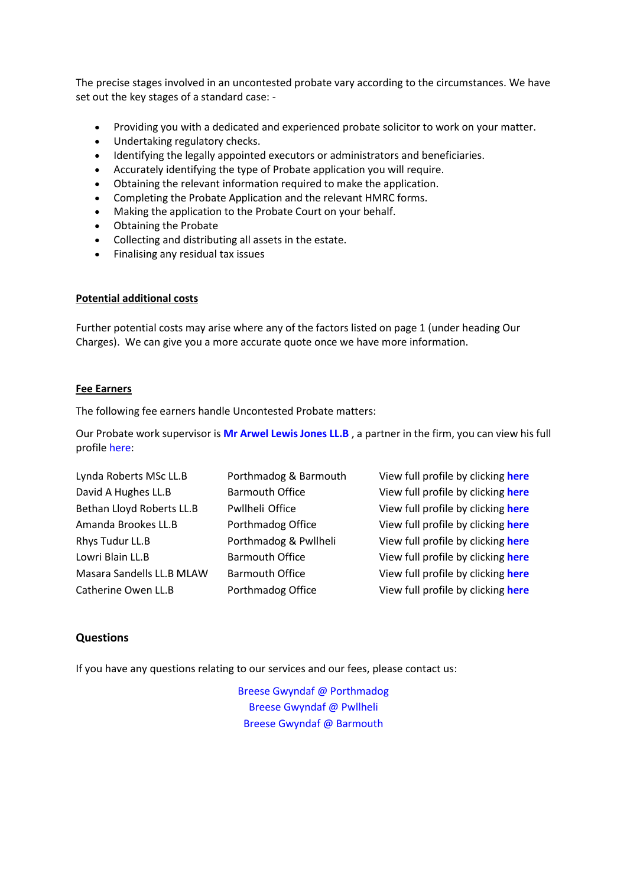The precise stages involved in an uncontested probate vary according to the circumstances. We have set out the key stages of a standard case: -

- Providing you with a dedicated and experienced probate solicitor to work on your matter.
- Undertaking regulatory checks.
- Identifying the legally appointed executors or administrators and beneficiaries.
- Accurately identifying the type of Probate application you will require.
- Obtaining the relevant information required to make the application.
- Completing the Probate Application and the relevant HMRC forms.
- Making the application to the Probate Court on your behalf.
- Obtaining the Probate
- Collecting and distributing all assets in the estate.
- Finalising any residual tax issues

**Potential additional costs**

Further potential costs may arise where any of the factors listed on page 1 (under heading Our Charges). We can give you a more accurate quote once we have more information.

**Fee Earners**

The following fee earners handle Uncontested Probate matters:

Our Probate work supervisor is **Mr Arwel Lewis Jones LL.B** , a partner in the firm, you can view his full profile here:

| | | |
|---|---|---|
| Lynda Roberts MSc LL.B | Porthmadog & Barmouth | View full profile by clicking **here** |
| David A Hughes LL.B | Barmouth Office | View full profile by clicking **here** |
| Bethan Lloyd Roberts LL.B | Pwllheli Office | View full profile by clicking **here** |
| Amanda Brookes LL.B | Porthmadog Office | View full profile by clicking **here** |
| Rhys Tudur LL.B | Porthmadog & Pwllheli | View full profile by clicking **here** |
| Lowri Blain LL.B | Barmouth Office | View full profile by clicking **here** |
| Masara Sandells LL.B MLAW | Barmouth Office | View full profile by clicking **here** |
| Catherine Owen LL.B | Porthmadog Office | View full profile by clicking **here** |

**Questions**

If you have any questions relating to our services and our fees, please contact us:

Breese Gwyndaf @ Porthmadog
Breese Gwyndaf @ Pwllheli
Breese Gwyndaf @ Barmouth